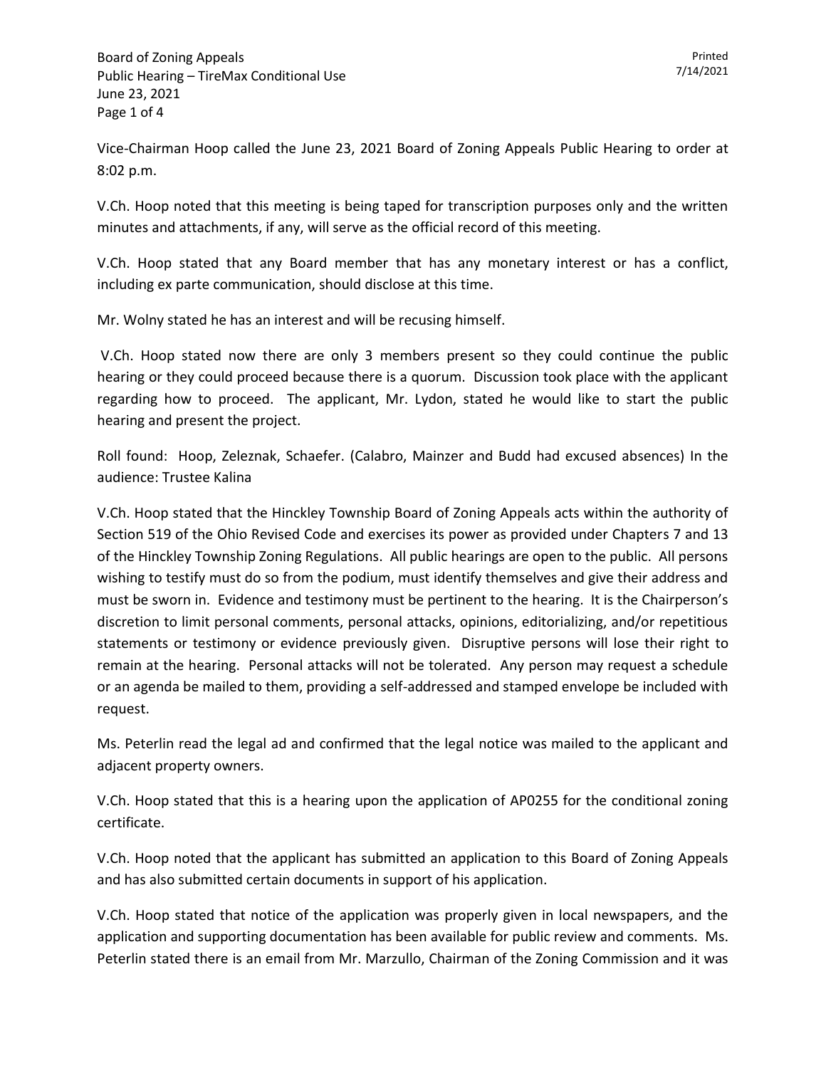Vice-Chairman Hoop called the June 23, 2021 Board of Zoning Appeals Public Hearing to order at 8:02 p.m.

V.Ch. Hoop noted that this meeting is being taped for transcription purposes only and the written minutes and attachments, if any, will serve as the official record of this meeting.

V.Ch. Hoop stated that any Board member that has any monetary interest or has a conflict, including ex parte communication, should disclose at this time.

Mr. Wolny stated he has an interest and will be recusing himself.

V.Ch. Hoop stated now there are only 3 members present so they could continue the public hearing or they could proceed because there is a quorum. Discussion took place with the applicant regarding how to proceed. The applicant, Mr. Lydon, stated he would like to start the public hearing and present the project.

Roll found: Hoop, Zeleznak, Schaefer. (Calabro, Mainzer and Budd had excused absences) In the audience: Trustee Kalina

V.Ch. Hoop stated that the Hinckley Township Board of Zoning Appeals acts within the authority of Section 519 of the Ohio Revised Code and exercises its power as provided under Chapters 7 and 13 of the Hinckley Township Zoning Regulations. All public hearings are open to the public. All persons wishing to testify must do so from the podium, must identify themselves and give their address and must be sworn in. Evidence and testimony must be pertinent to the hearing. It is the Chairperson's discretion to limit personal comments, personal attacks, opinions, editorializing, and/or repetitious statements or testimony or evidence previously given. Disruptive persons will lose their right to remain at the hearing. Personal attacks will not be tolerated. Any person may request a schedule or an agenda be mailed to them, providing a self-addressed and stamped envelope be included with request.

Ms. Peterlin read the legal ad and confirmed that the legal notice was mailed to the applicant and adjacent property owners.

V.Ch. Hoop stated that this is a hearing upon the application of AP0255 for the conditional zoning certificate.

V.Ch. Hoop noted that the applicant has submitted an application to this Board of Zoning Appeals and has also submitted certain documents in support of his application.

V.Ch. Hoop stated that notice of the application was properly given in local newspapers, and the application and supporting documentation has been available for public review and comments. Ms. Peterlin stated there is an email from Mr. Marzullo, Chairman of the Zoning Commission and it was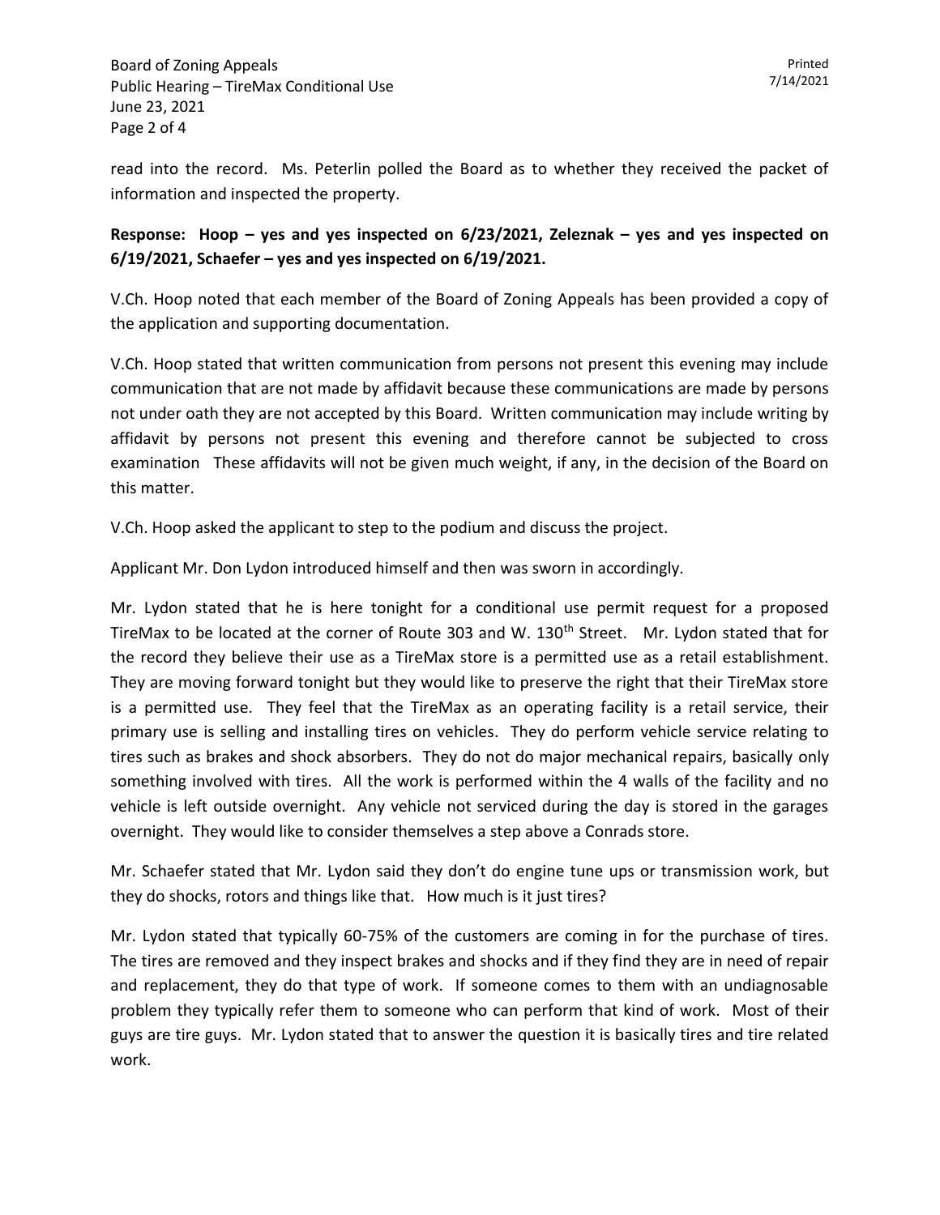read into the record. Ms. Peterlin polled the Board as to whether they received the packet of information and inspected the property.

**Response: Hoop – yes and yes inspected on 6/23/2021, Zeleznak – yes and yes inspected on 6/19/2021, Schaefer – yes and yes inspected on 6/19/2021.**

V.Ch. Hoop noted that each member of the Board of Zoning Appeals has been provided a copy of the application and supporting documentation.

V.Ch. Hoop stated that written communication from persons not present this evening may include communication that are not made by affidavit because these communications are made by persons not under oath they are not accepted by this Board. Written communication may include writing by affidavit by persons not present this evening and therefore cannot be subjected to cross examination These affidavits will not be given much weight, if any, in the decision of the Board on this matter.

V.Ch. Hoop asked the applicant to step to the podium and discuss the project.

Applicant Mr. Don Lydon introduced himself and then was sworn in accordingly.

Mr. Lydon stated that he is here tonight for a conditional use permit request for a proposed TireMax to be located at the corner of Route 303 and W. 130th Street. Mr. Lydon stated that for the record they believe their use as a TireMax store is a permitted use as a retail establishment. They are moving forward tonight but they would like to preserve the right that their TireMax store is a permitted use. They feel that the TireMax as an operating facility is a retail service, their primary use is selling and installing tires on vehicles. They do perform vehicle service relating to tires such as brakes and shock absorbers. They do not do major mechanical repairs, basically only something involved with tires. All the work is performed within the 4 walls of the facility and no vehicle is left outside overnight. Any vehicle not serviced during the day is stored in the garages overnight. They would like to consider themselves a step above a Conrads store.

Mr. Schaefer stated that Mr. Lydon said they don't do engine tune ups or transmission work, but they do shocks, rotors and things like that. How much is it just tires?

Mr. Lydon stated that typically 60-75% of the customers are coming in for the purchase of tires. The tires are removed and they inspect brakes and shocks and if they find they are in need of repair and replacement, they do that type of work. If someone comes to them with an undiagnosable problem they typically refer them to someone who can perform that kind of work. Most of their guys are tire guys. Mr. Lydon stated that to answer the question it is basically tires and tire related work.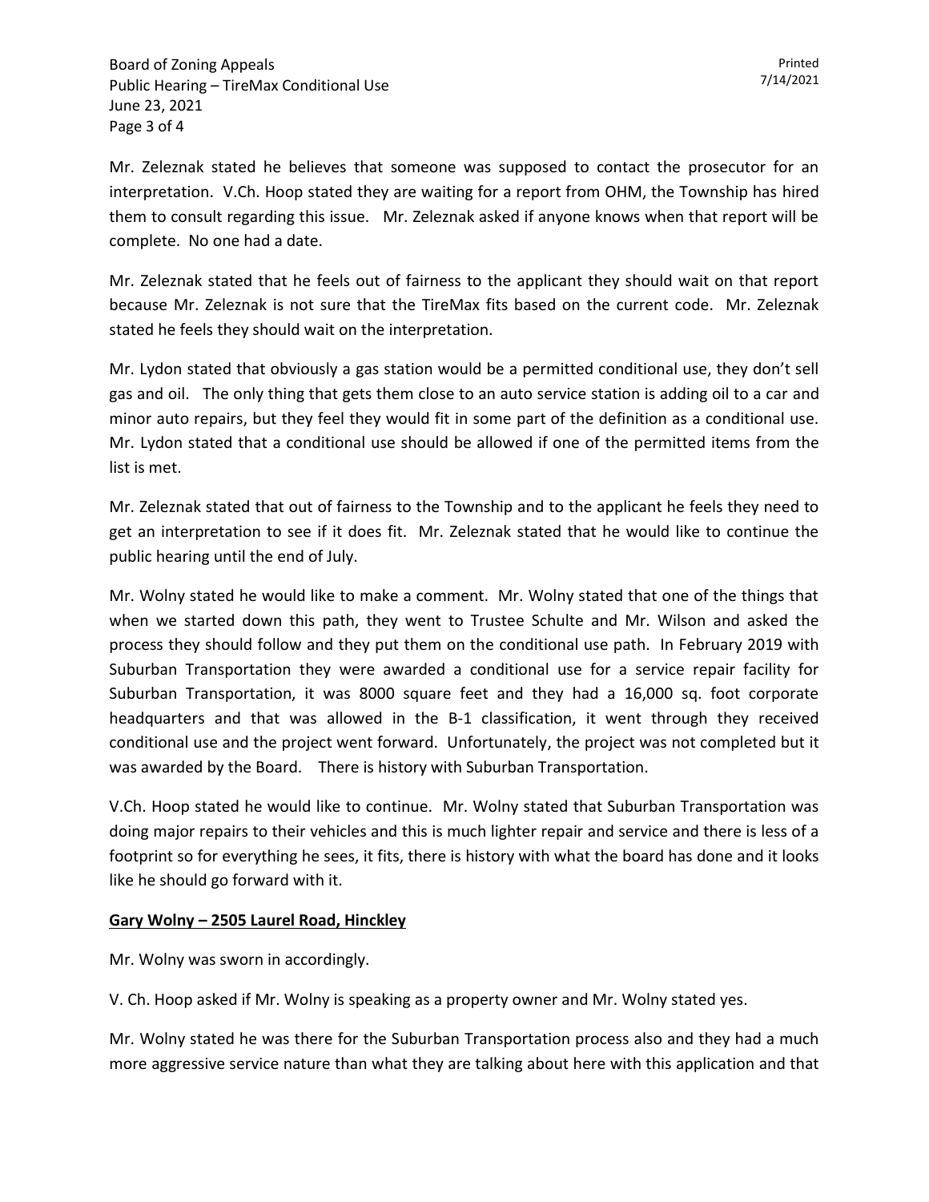Mr. Zeleznak stated he believes that someone was supposed to contact the prosecutor for an interpretation. V.Ch. Hoop stated they are waiting for a report from OHM, the Township has hired them to consult regarding this issue. Mr. Zeleznak asked if anyone knows when that report will be complete. No one had a date.

Mr. Zeleznak stated that he feels out of fairness to the applicant they should wait on that report because Mr. Zeleznak is not sure that the TireMax fits based on the current code. Mr. Zeleznak stated he feels they should wait on the interpretation.

Mr. Lydon stated that obviously a gas station would be a permitted conditional use, they don't sell gas and oil. The only thing that gets them close to an auto service station is adding oil to a car and minor auto repairs, but they feel they would fit in some part of the definition as a conditional use. Mr. Lydon stated that a conditional use should be allowed if one of the permitted items from the list is met.

Mr. Zeleznak stated that out of fairness to the Township and to the applicant he feels they need to get an interpretation to see if it does fit. Mr. Zeleznak stated that he would like to continue the public hearing until the end of July.

Mr. Wolny stated he would like to make a comment. Mr. Wolny stated that one of the things that when we started down this path, they went to Trustee Schulte and Mr. Wilson and asked the process they should follow and they put them on the conditional use path. In February 2019 with Suburban Transportation they were awarded a conditional use for a service repair facility for Suburban Transportation, it was 8000 square feet and they had a 16,000 sq. foot corporate headquarters and that was allowed in the B-1 classification, it went through they received conditional use and the project went forward. Unfortunately, the project was not completed but it was awarded by the Board. There is history with Suburban Transportation.

V.Ch. Hoop stated he would like to continue. Mr. Wolny stated that Suburban Transportation was doing major repairs to their vehicles and this is much lighter repair and service and there is less of a footprint so for everything he sees, it fits, there is history with what the board has done and it looks like he should go forward with it.

**Gary Wolny – 2505 Laurel Road, Hinckley**

Mr. Wolny was sworn in accordingly.

V. Ch. Hoop asked if Mr. Wolny is speaking as a property owner and Mr. Wolny stated yes.

Mr. Wolny stated he was there for the Suburban Transportation process also and they had a much more aggressive service nature than what they are talking about here with this application and that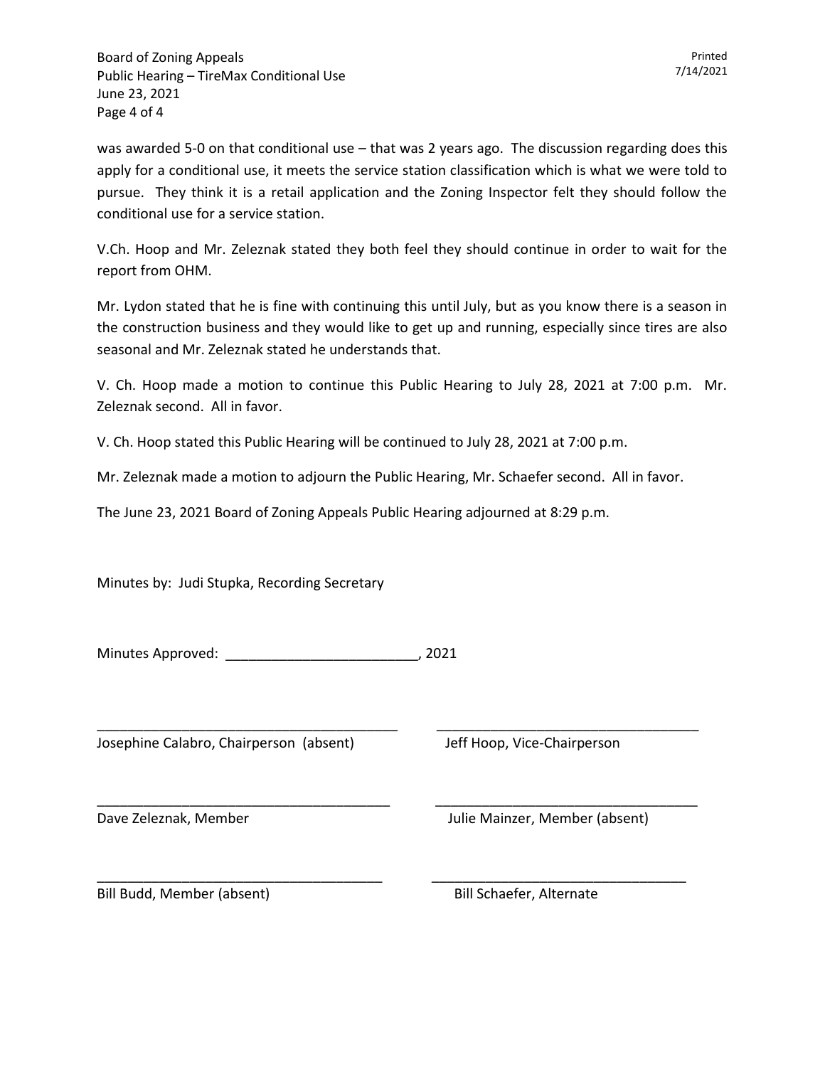was awarded 5-0 on that conditional use – that was 2 years ago. The discussion regarding does this apply for a conditional use, it meets the service station classification which is what we were told to pursue. They think it is a retail application and the Zoning Inspector felt they should follow the conditional use for a service station.

V.Ch. Hoop and Mr. Zeleznak stated they both feel they should continue in order to wait for the report from OHM.

Mr. Lydon stated that he is fine with continuing this until July, but as you know there is a season in the construction business and they would like to get up and running, especially since tires are also seasonal and Mr. Zeleznak stated he understands that.

V. Ch. Hoop made a motion to continue this Public Hearing to July 28, 2021 at 7:00 p.m. Mr. Zeleznak second. All in favor.

V. Ch. Hoop stated this Public Hearing will be continued to July 28, 2021 at 7:00 p.m.

Mr. Zeleznak made a motion to adjourn the Public Hearing, Mr. Schaefer second. All in favor.

The June 23, 2021 Board of Zoning Appeals Public Hearing adjourned at 8:29 p.m.

Minutes by: Judi Stupka, Recording Secretary

Minutes Approved: ________________________, 2021

_______________________________________
Josephine Calabro, Chairperson (absent)

_______________________________________
Jeff Hoop, Vice-Chairperson

_______________________________________
Dave Zeleznak, Member

_______________________________________
Julie Mainzer, Member (absent)

_______________________________________
Bill Budd, Member (absent)

_______________________________________
Bill Schaefer, Alternate